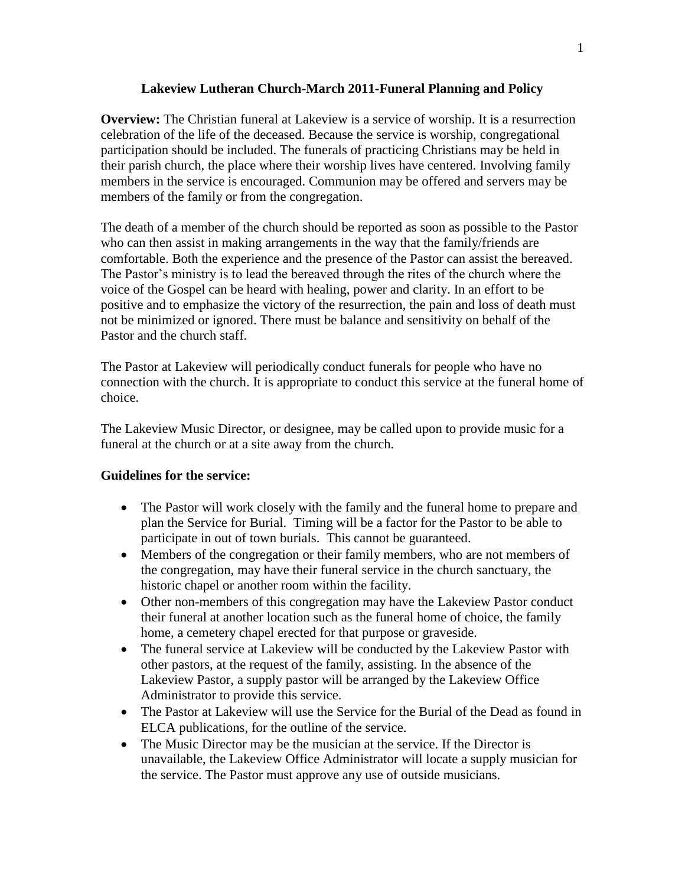**Lakeview Lutheran Church-March 2011-Funeral Planning and Policy**

**Overview:** The Christian funeral at Lakeview is a service of worship. It is a resurrection celebration of the life of the deceased. Because the service is worship, congregational participation should be included. The funerals of practicing Christians may be held in their parish church, the place where their worship lives have centered. Involving family members in the service is encouraged. Communion may be offered and servers may be members of the family or from the congregation.

The death of a member of the church should be reported as soon as possible to the Pastor who can then assist in making arrangements in the way that the family/friends are comfortable. Both the experience and the presence of the Pastor can assist the bereaved. The Pastor's ministry is to lead the bereaved through the rites of the church where the voice of the Gospel can be heard with healing, power and clarity. In an effort to be positive and to emphasize the victory of the resurrection, the pain and loss of death must not be minimized or ignored. There must be balance and sensitivity on behalf of the Pastor and the church staff.

The Pastor at Lakeview will periodically conduct funerals for people who have no connection with the church. It is appropriate to conduct this service at the funeral home of choice.

The Lakeview Music Director, or designee, may be called upon to provide music for a funeral at the church or at a site away from the church.

**Guidelines for the service:**

- The Pastor will work closely with the family and the funeral home to prepare and plan the Service for Burial. Timing will be a factor for the Pastor to be able to participate in out of town burials. This cannot be guaranteed.
- Members of the congregation or their family members, who are not members of the congregation, may have their funeral service in the church sanctuary, the historic chapel or another room within the facility.
- Other non-members of this congregation may have the Lakeview Pastor conduct their funeral at another location such as the funeral home of choice, the family home, a cemetery chapel erected for that purpose or graveside.
- The funeral service at Lakeview will be conducted by the Lakeview Pastor with other pastors, at the request of the family, assisting. In the absence of the Lakeview Pastor, a supply pastor will be arranged by the Lakeview Office Administrator to provide this service.
- The Pastor at Lakeview will use the Service for the Burial of the Dead as found in ELCA publications, for the outline of the service.
- The Music Director may be the musician at the service. If the Director is unavailable, the Lakeview Office Administrator will locate a supply musician for the service. The Pastor must approve any use of outside musicians.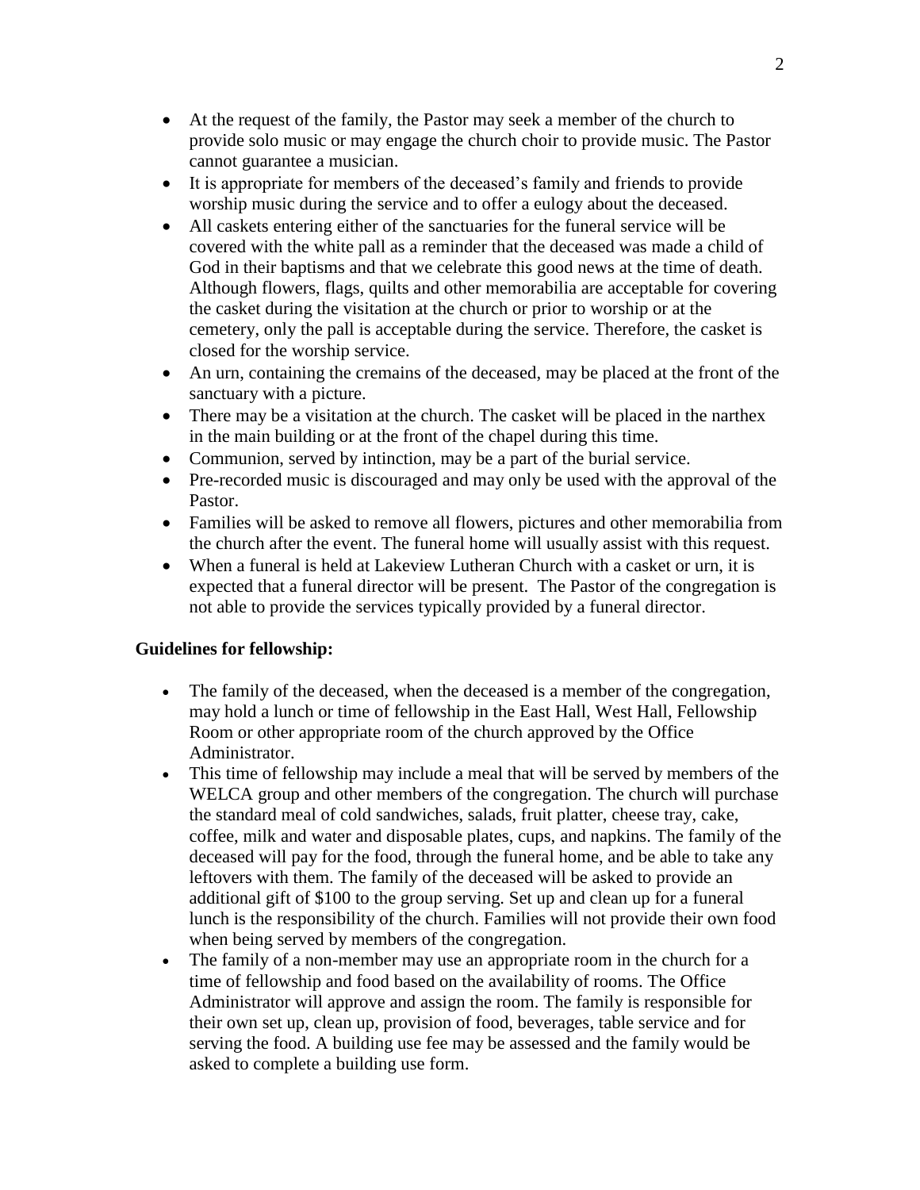- At the request of the family, the Pastor may seek a member of the church to provide solo music or may engage the church choir to provide music. The Pastor cannot guarantee a musician.
- It is appropriate for members of the deceased's family and friends to provide worship music during the service and to offer a eulogy about the deceased.
- All caskets entering either of the sanctuaries for the funeral service will be covered with the white pall as a reminder that the deceased was made a child of God in their baptisms and that we celebrate this good news at the time of death. Although flowers, flags, quilts and other memorabilia are acceptable for covering the casket during the visitation at the church or prior to worship or at the cemetery, only the pall is acceptable during the service. Therefore, the casket is closed for the worship service.
- An urn, containing the cremains of the deceased, may be placed at the front of the sanctuary with a picture.
- There may be a visitation at the church. The casket will be placed in the narthex in the main building or at the front of the chapel during this time.
- Communion, served by intinction, may be a part of the burial service.
- Pre-recorded music is discouraged and may only be used with the approval of the Pastor.
- Families will be asked to remove all flowers, pictures and other memorabilia from the church after the event. The funeral home will usually assist with this request.
- When a funeral is held at Lakeview Lutheran Church with a casket or urn, it is expected that a funeral director will be present. The Pastor of the congregation is not able to provide the services typically provided by a funeral director.

**Guidelines for fellowship:**

- The family of the deceased, when the deceased is a member of the congregation, may hold a lunch or time of fellowship in the East Hall, West Hall, Fellowship Room or other appropriate room of the church approved by the Office Administrator.
- This time of fellowship may include a meal that will be served by members of the WELCA group and other members of the congregation. The church will purchase the standard meal of cold sandwiches, salads, fruit platter, cheese tray, cake, coffee, milk and water and disposable plates, cups, and napkins. The family of the deceased will pay for the food, through the funeral home, and be able to take any leftovers with them. The family of the deceased will be asked to provide an additional gift of $100 to the group serving. Set up and clean up for a funeral lunch is the responsibility of the church. Families will not provide their own food when being served by members of the congregation.
- The family of a non-member may use an appropriate room in the church for a time of fellowship and food based on the availability of rooms. The Office Administrator will approve and assign the room. The family is responsible for their own set up, clean up, provision of food, beverages, table service and for serving the food. A building use fee may be assessed and the family would be asked to complete a building use form.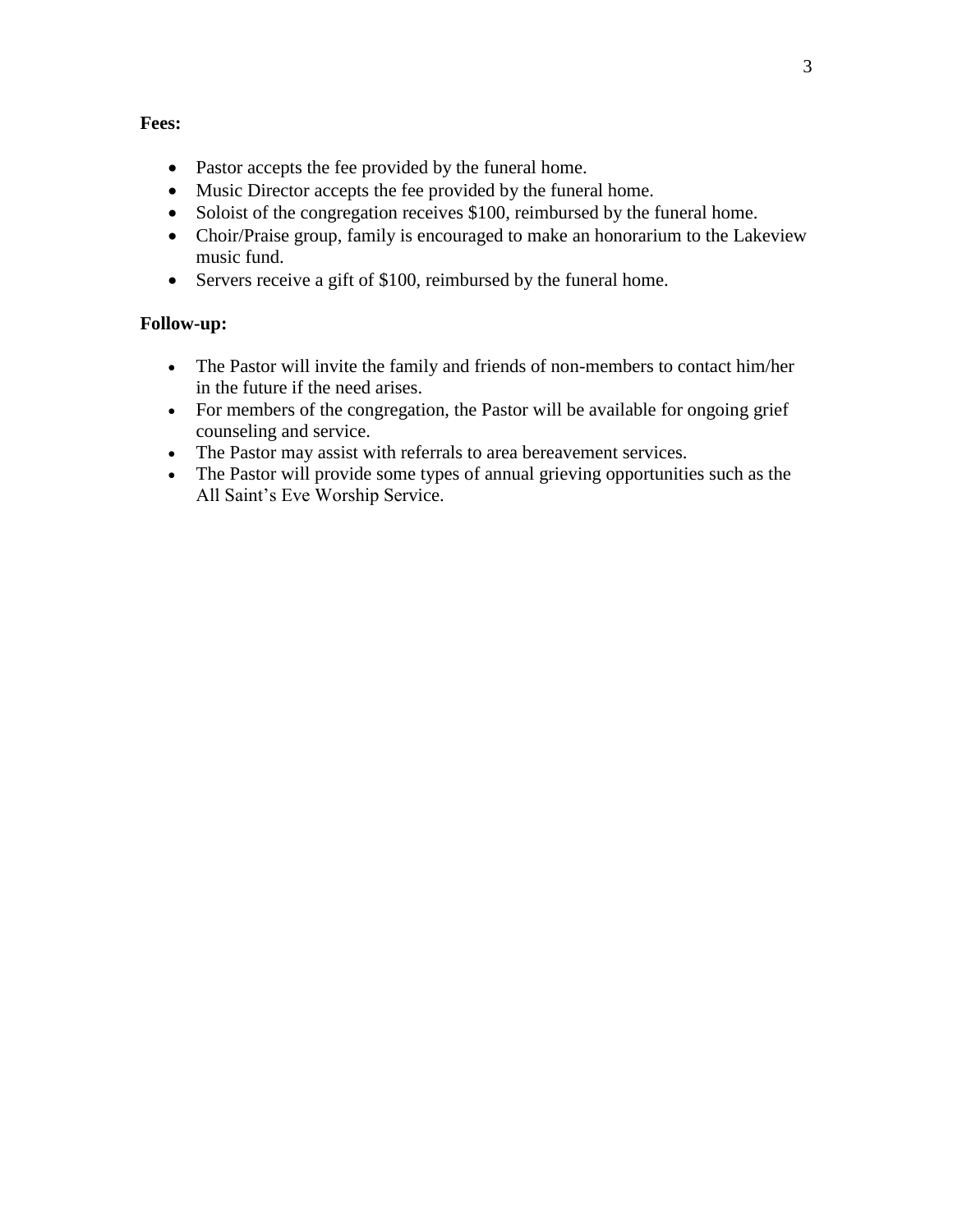**Fees:**

- Pastor accepts the fee provided by the funeral home.
- Music Director accepts the fee provided by the funeral home.
- Soloist of the congregation receives $100, reimbursed by the funeral home.
- Choir/Praise group, family is encouraged to make an honorarium to the Lakeview music fund.
- Servers receive a gift of $100, reimbursed by the funeral home.

**Follow-up:**

- The Pastor will invite the family and friends of non-members to contact him/her in the future if the need arises.
- For members of the congregation, the Pastor will be available for ongoing grief counseling and service.
- The Pastor may assist with referrals to area bereavement services.
- The Pastor will provide some types of annual grieving opportunities such as the All Saint's Eve Worship Service.